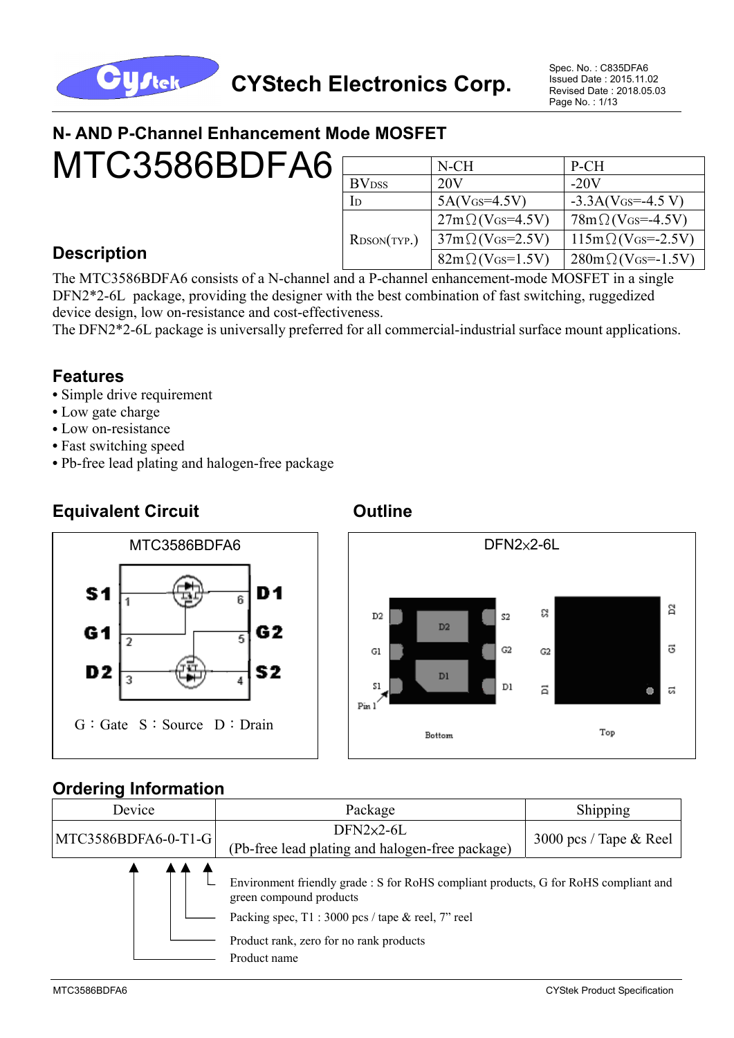CYStech Electronics Corp.

Spec. No. : C835DFA6
Issued Date : 2015.11.02
Revised Date : 2018.05.03

## N- AND P-Channel Enhancement Mode MOSFET

# MTC3586BDFA6

| | N-CH | P-CH |
|---|---|---|
| $BV_{DSS}$ | 20V | -20V |
| $I_D$ | 5A($V_{GS}$=4.5V) | -3.3A($V_{GS}$=-4.5 V) |
| $R_{DSON}$(TYP.) | 27mΩ($V_{GS}$=4.5V) | 78mΩ($V_{GS}$=-4.5V) |
| | 37mΩ($V_{GS}$=2.5V) | 115mΩ($V_{GS}$=-2.5V) |
| | 82mΩ($V_{GS}$=1.5V) | 280mΩ($V_{GS}$=-1.5V) |

## Description

The MTC3586BDFA6 consists of a N-channel and a P-channel enhancement-mode MOSFET in a single DFN2*2-6L package, providing the designer with the best combination of fast switching, ruggedized device design, low on-resistance and cost-effectiveness.
The DFN2*2-6L package is universally preferred for all commercial-industrial surface mount applications.

## Features

- Simple drive requirement
- Low gate charge
- Low on-resistance
- Fast switching speed
- Pb-free lead plating and halogen-free package

## Equivalent Circuit

MTC3586BDFA6

S1 (1), G1 (2), D2 (3), S2 (4), G2 (5), D1 (6)

G：Gate S：Source D：Drain

## Outline

DFN2x2-6L

Bottom: D2, G1, S1 (Pin 1), S2, G2, D1

Top: S2, G2, D1, D2, G1, S1

## Ordering Information

| Device | Package | Shipping |
|---|---|---|
| MTC3586BDFA6-0-T1-G | DFN2x2-6L (Pb-free lead plating and halogen-free package) | 3000 pcs / Tape & Reel |

- Environment friendly grade : S for RoHS compliant products, G for RoHS compliant and green compound products
- Packing spec, T1 : 3000 pcs / tape & reel, 7" reel
- Product rank, zero for no rank products
- Product name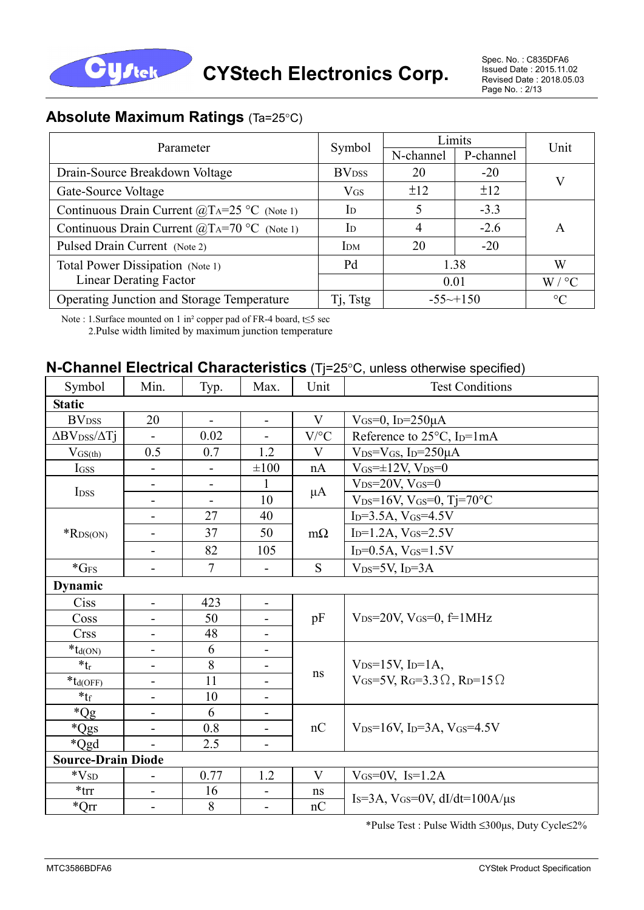## Absolute Maximum Ratings (Ta=25°C)

| Parameter | Symbol | Limits | | Unit |
|---|---|---|---|---|
| | | N-channel | P-channel | |
| Drain-Source Breakdown Voltage | $BV_{DSS}$ | 20 | -20 | V |
| Gate-Source Voltage | $V_{GS}$ | ±12 | ±12 | V |
| Continuous Drain Current @$T_A$=25 °C (Note 1) | $I_D$ | 5 | -3.3 | A |
| Continuous Drain Current @$T_A$=70 °C (Note 1) | $I_D$ | 4 | -2.6 | A |
| Pulsed Drain Current (Note 2) | $I_{DM}$ | 20 | -20 | A |
| Total Power Dissipation (Note 1) | Pd | 1.38 | | W |
| Linear Derating Factor | | 0.01 | | W / °C |
| Operating Junction and Storage Temperature | Tj, Tstg | -55~+150 | | °C |

Note : 1.Surface mounted on 1 in² copper pad of FR-4 board, t≤5 sec
2.Pulse width limited by maximum junction temperature

## N-Channel Electrical Characteristics (Tj=25°C, unless otherwise specified)

| Symbol | Min. | Typ. | Max. | Unit | Test Conditions |
|---|---|---|---|---|---|
| **Static** | | | | | |
| $BV_{DSS}$ | 20 | - | - | V | $V_{GS}$=0, $I_D$=250μA |
| $\Delta BV_{DSS}/\Delta Tj$ | - | 0.02 | - | V/°C | Reference to 25°C, $I_D$=1mA |
| $V_{GS(th)}$ | 0.5 | 0.7 | 1.2 | V | $V_{DS}$=$V_{GS}$, $I_D$=250μA |
| $I_{GSS}$ | - | - | ±100 | nA | $V_{GS}$=±12V, $V_{DS}$=0 |
| $I_{DSS}$ | - | - | 1 | μA | $V_{DS}$=20V, $V_{GS}$=0 |
| | - | - | 10 | μA | $V_{DS}$=16V, $V_{GS}$=0, Tj=70°C |
| *$R_{DS(ON)}$ | - | 27 | 40 | mΩ | $I_D$=3.5A, $V_{GS}$=4.5V |
| | - | 37 | 50 | mΩ | $I_D$=1.2A, $V_{GS}$=2.5V |
| | - | 82 | 105 | mΩ | $I_D$=0.5A, $V_{GS}$=1.5V |
| *$G_{FS}$ | - | 7 | - | S | $V_{DS}$=5V, $I_D$=3A |
| **Dynamic** | | | | | |
| Ciss | - | 423 | - | pF | $V_{DS}$=20V, $V_{GS}$=0, f=1MHz |
| Coss | - | 50 | - | pF | |
| Crss | - | 48 | - | pF | |
| *$t_{d(ON)}$ | - | 6 | - | ns | $V_{DS}$=15V, $I_D$=1A, $V_{GS}$=5V, $R_G$=3.3Ω, $R_D$=15Ω |
| *$t_r$ | - | 8 | - | ns | |
| *$t_{d(OFF)}$ | - | 11 | - | ns | |
| *$t_f$ | - | 10 | - | ns | |
| *Qg | - | 6 | - | nC | $V_{DS}$=16V, $I_D$=3A, $V_{GS}$=4.5V |
| *Qgs | - | 0.8 | - | nC | |
| *Qgd | - | 2.5 | - | nC | |
| **Source-Drain Diode** | | | | | |
| *$V_{SD}$ | - | 0.77 | 1.2 | V | $V_{GS}$=0V, $I_S$=1.2A |
| *trr | - | 16 | - | ns | $I_S$=3A, $V_{GS}$=0V, dI/dt=100A/μs |
| *Qrr | - | 8 | - | nC | |

*Pulse Test : Pulse Width ≤300μs, Duty Cycle≤2%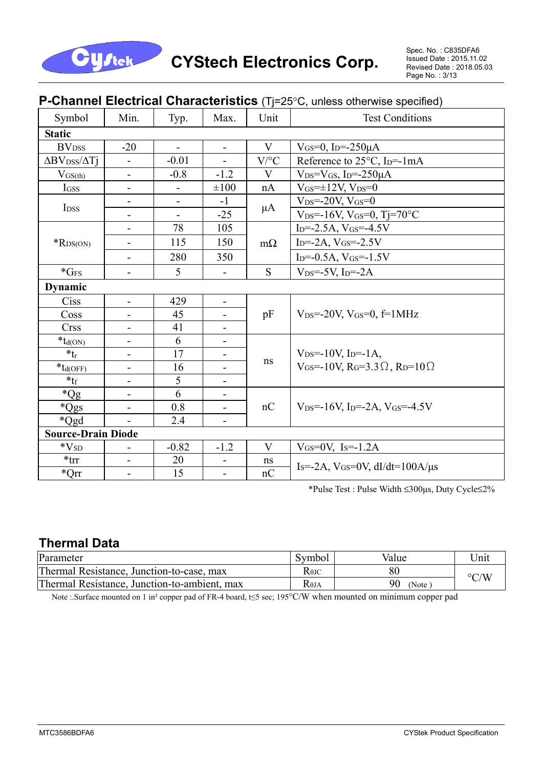## P-Channel Electrical Characteristics (Tj=25°C, unless otherwise specified)

| Symbol | Min. | Typ. | Max. | Unit | Test Conditions |
|---|---|---|---|---|---|
| **Static** | | | | | |
| $BV_{DSS}$ | -20 | - | - | V | $V_{GS}$=0, $I_D$=-250μA |
| $\Delta BV_{DSS}/\Delta Tj$ | - | -0.01 | - | V/°C | Reference to 25°C, $I_D$=-1mA |
| $V_{GS(th)}$ | - | -0.8 | -1.2 | V | $V_{DS}$=$V_{GS}$, $I_D$=-250μA |
| $I_{GSS}$ | - | - | ±100 | nA | $V_{GS}$=±12V, $V_{DS}$=0 |
| $I_{DSS}$ | - | - | -1 | μA | $V_{DS}$=-20V, $V_{GS}$=0 |
| | - | - | -25 | | $V_{DS}$=-16V, $V_{GS}$=0, Tj=70°C |
| *$R_{DS(ON)}$ | - | 78 | 105 | mΩ | $I_D$=-2.5A, $V_{GS}$=-4.5V |
| | - | 115 | 150 | | $I_D$=-2A, $V_{GS}$=-2.5V |
| | - | 280 | 350 | | $I_D$=-0.5A, $V_{GS}$=-1.5V |
| *$G_{FS}$ | - | 5 | - | S | $V_{DS}$=-5V, $I_D$=-2A |
| **Dynamic** | | | | | |
| Ciss | - | 429 | - | pF | $V_{DS}$=-20V, $V_{GS}$=0, f=1MHz |
| Coss | - | 45 | - | | |
| Crss | - | 41 | - | | |
| *$t_{d(ON)}$ | - | 6 | - | ns | $V_{DS}$=-10V, $I_D$=-1A, $V_{GS}$=-10V, $R_G$=3.3Ω, $R_D$=10Ω |
| *$t_r$ | - | 17 | - | | |
| *$t_{d(OFF)}$ | - | 16 | - | | |
| *$t_f$ | - | 5 | - | | |
| *Qg | - | 6 | - | nC | $V_{DS}$=-16V, $I_D$=-2A, $V_{GS}$=-4.5V |
| *Qgs | - | 0.8 | - | | |
| *Qgd | - | 2.4 | - | | |
| **Source-Drain Diode** | | | | | |
| *$V_{SD}$ | - | -0.82 | -1.2 | V | $V_{GS}$=0V, $I_S$=-1.2A |
| *trr | - | 20 | - | ns | $I_S$=-2A, $V_{GS}$=0V, dI/dt=100A/μs |
| *Qrr | - | 15 | - | nC | |

*Pulse Test : Pulse Width ≤300μs, Duty Cycle≤2%

## Thermal Data

| Parameter | Symbol | Value | Unit |
|---|---|---|---|
| Thermal Resistance, Junction-to-case, max | $R_{\theta JC}$ | 80 | °C/W |
| Thermal Resistance, Junction-to-ambient, max | $R_{\theta JA}$ | 90 (Note) | |

Note :.Surface mounted on 1 in² copper pad of FR-4 board, t≤5 sec; 195°C/W when mounted on minimum copper pad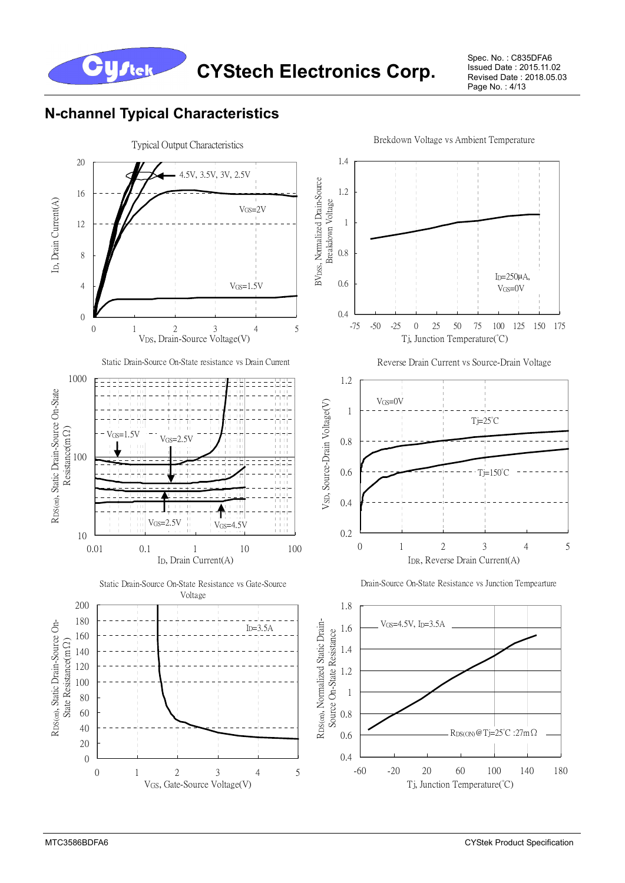## N-channel Typical Characteristics

Typical Output Characteristics

$I_D$, Drain Current(A)

4.5V, 3.5V, 3V, 2.5V

$V_{GS}$=2V

$V_{GS}$=1.5V

$V_{DS}$, Drain-Source Voltage(V)

Brekdown Voltage vs Ambient Temperature

$BV_{DSS}$, Normalized Drain-Source Breakdown Voltage

$I_D$=250μA, $V_{GS}$=0V

Tj, Junction Temperature(°C)

Static Drain-Source On-State resistance vs Drain Current

$R_{DS(on)}$, Static Drain-Source On-State Resistance(mΩ)

$V_{GS}$=1.5V

$V_{GS}$=2.5V

$V_{GS}$=2.5V

$V_{GS}$=4.5V

$I_D$, Drain Current(A)

Reverse Drain Current vs Source-Drain Voltage

$V_{SD}$, Source-Drain Voltage(V)

$V_{GS}$=0V

Tj=25°C

Tj=150°C

$I_{DR}$, Reverse Drain Current(A)

Static Drain-Source On-State Resistance vs Gate-Source Voltage

$R_{DS(on)}$, Static Drain-Source On-State Resistance(mΩ)

$I_D$=3.5A

$V_{GS}$, Gate-Source Voltage(V)

Drain-Source On-State Resistance vs Junction Tempearture

$R_{DS(on)}$, Normalized Static Drain-Source On-State Resistance

$V_{GS}$=4.5V, $I_D$=3.5A

$R_{DS(ON)}$@Tj=25°C :27mΩ

Tj, Junction Temperature(°C)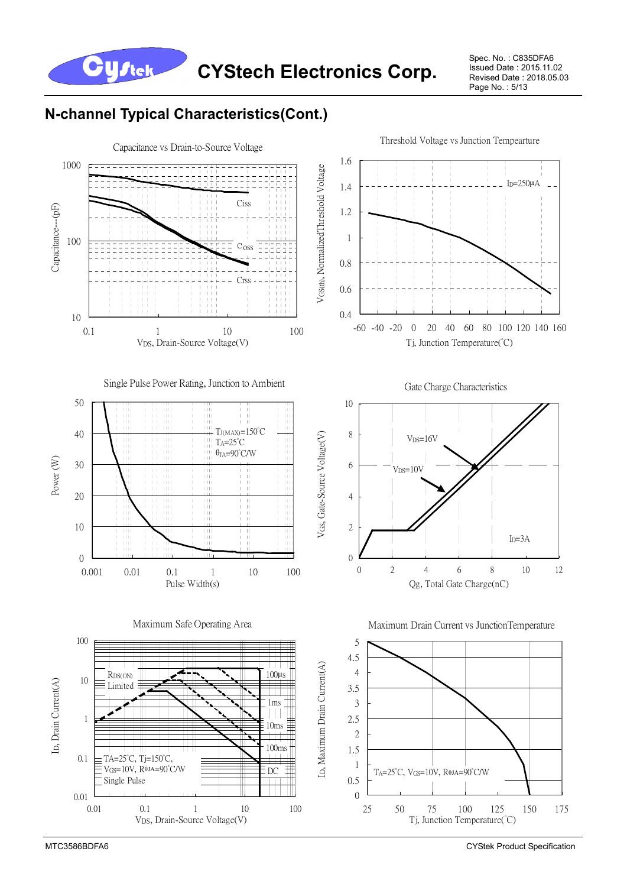## N-channel Typical Characteristics(Cont.)

Capacitance vs Drain-to-Source Voltage

Capacitance---(pF): 10, 100, 1000

Ciss, Coss, Crss

$V_{DS}$, Drain-Source Voltage(V): 0.1, 1, 10, 100

Threshold Voltage vs Junction Tempearture

$V_{GS(th)}$, Normalized Threshold Voltage: 0.4, 0.6, 0.8, 1, 1.2, 1.4, 1.6

$I_D$=250μA

Tj, Junction Temperature(°C): -60, -40, -20, 0, 20, 40, 60, 80, 100, 120, 140, 160

Single Pulse Power Rating, Junction to Ambient

Power (W): 0, 10, 20, 30, 40, 50

$T_{J(MAX)}$=150°C
$T_A$=25°C
$\theta_{JA}$=90°C/W

Pulse Width(s): 0.001, 0.01, 0.1, 1, 10, 100

Gate Charge Characteristics

$V_{GS}$, Gate-Source Voltage(V): 0, 2, 4, 6, 8, 10

$V_{DS}$=16V
$V_{DS}$=10V
$I_D$=3A

Qg, Total Gate Charge(nC): 0, 2, 4, 6, 8, 10, 12

Maximum Safe Operating Area

$I_D$, Drain Current(A): 0.01, 0.1, 1, 10, 100

$R_{DS(ON)}$ Limited

100μs, 1ms, 10ms, 100ms, DC

TA=25°C, Tj=150°C,
$V_{GS}$=10V, $R_{\theta JA}$=90°C/W
Single Pulse

$V_{DS}$, Drain-Source Voltage(V): 0.01, 0.1, 1, 10, 100

Maximum Drain Current vs JunctionTemperature

$I_D$, Maximum Drain Current(A): 0, 0.5, 1, 1.5, 2, 2.5, 3, 3.5, 4, 4.5, 5

$T_A$=25°C, $V_{GS}$=10V, $R_{\theta JA}$=90°C/W

Tj, Junction Temperature(°C): 25, 50, 75, 100, 125, 150, 175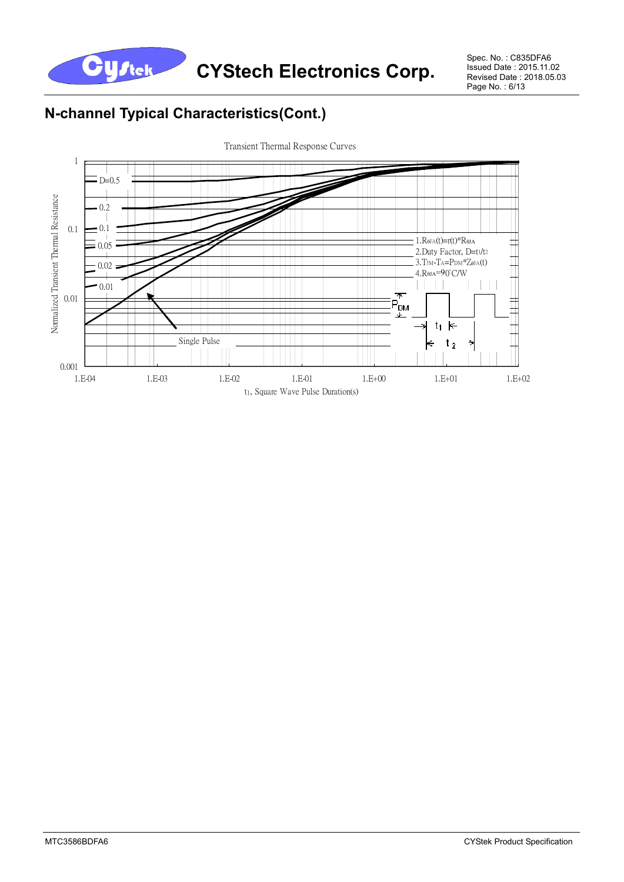## N-channel Typical Characteristics(Cont.)

Transient Thermal Response Curves

Normalized Transient Thermal Resistance

D=0.5

0.2

0.1

0.05

0.02

0.01

Single Pulse

1.$R_{\theta JA}(t)=r(t)*R_{\theta JA}$

2.Duty Factor, $D=t_1/t_2$

3.$T_{JM}-T_A=P_{DM}*Z_{\theta JA}(t)$

4.$R_{\theta JA}=90^{\circ}C/W$

$P_{DM}$

$t_1$

$t_2$

1, 0.1, 0.01, 0.001

1.E-04, 1.E-03, 1.E-02, 1.E-01, 1.E+00, 1.E+01, 1.E+02

$t_1$, Square Wave Pulse Duration(s)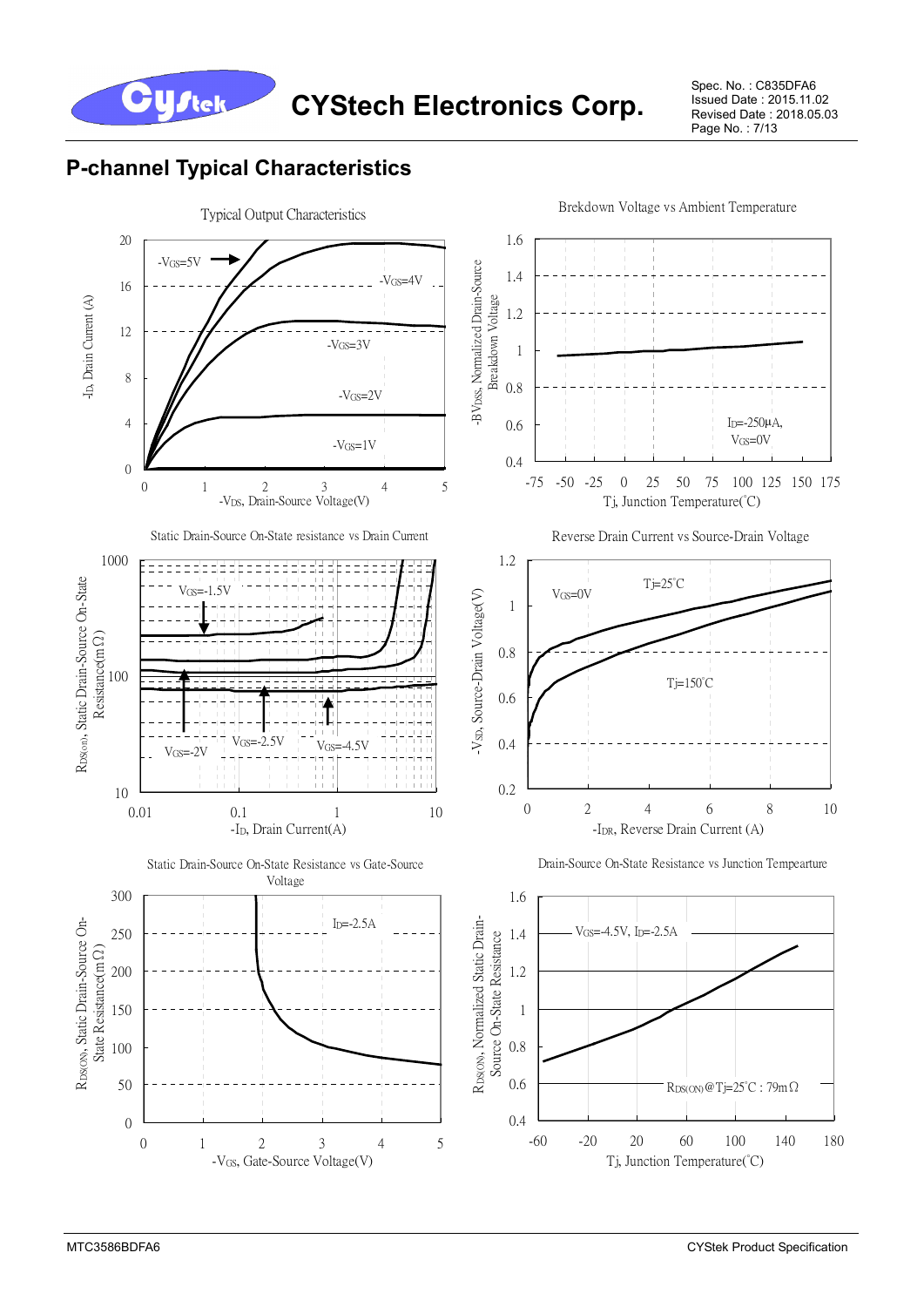## P-channel Typical Characteristics

Typical Output Characteristics

$-V_{GS}$=5V, $-V_{GS}$=4V, $-V_{GS}$=3V, $-V_{GS}$=2V, $-V_{GS}$=1V

$-I_D$, Drain Current (A)

$-V_{DS}$, Drain-Source Voltage(V)

Brekdown Voltage vs Ambient Temperature

$I_D$=-250μA, $V_{GS}$=0V

$-BV_{DSS}$, Normalized Drain-Source Breakdown Voltage

Tj, Junction Temperature(°C)

Static Drain-Source On-State resistance vs Drain Current

$V_{GS}$=-1.5V, $V_{GS}$=-2V, $V_{GS}$=-2.5V, $V_{GS}$=-4.5V

$R_{DS(on)}$, Static Drain-Source On-State Resistance(mΩ)

$-I_D$, Drain Current(A)

Reverse Drain Current vs Source-Drain Voltage

$V_{GS}$=0V, Tj=25°C, Tj=150°C

$-V_{SD}$, Source-Drain Voltage(V)

$-I_{DR}$, Reverse Drain Current (A)

Static Drain-Source On-State Resistance vs Gate-Source Voltage

$I_D$=-2.5A

$R_{DS(ON)}$, Static Drain-Source On-State Resistance(mΩ)

$-V_{GS}$, Gate-Source Voltage(V)

Drain-Source On-State Resistance vs Junction Tempearture

$V_{GS}$=-4.5V, $I_D$=-2.5A

$R_{DS(ON)}$@Tj=25°C : 79mΩ

$R_{DS(ON)}$, Normalized Static Drain-Source On-State Resistance

Tj, Junction Temperature(°C)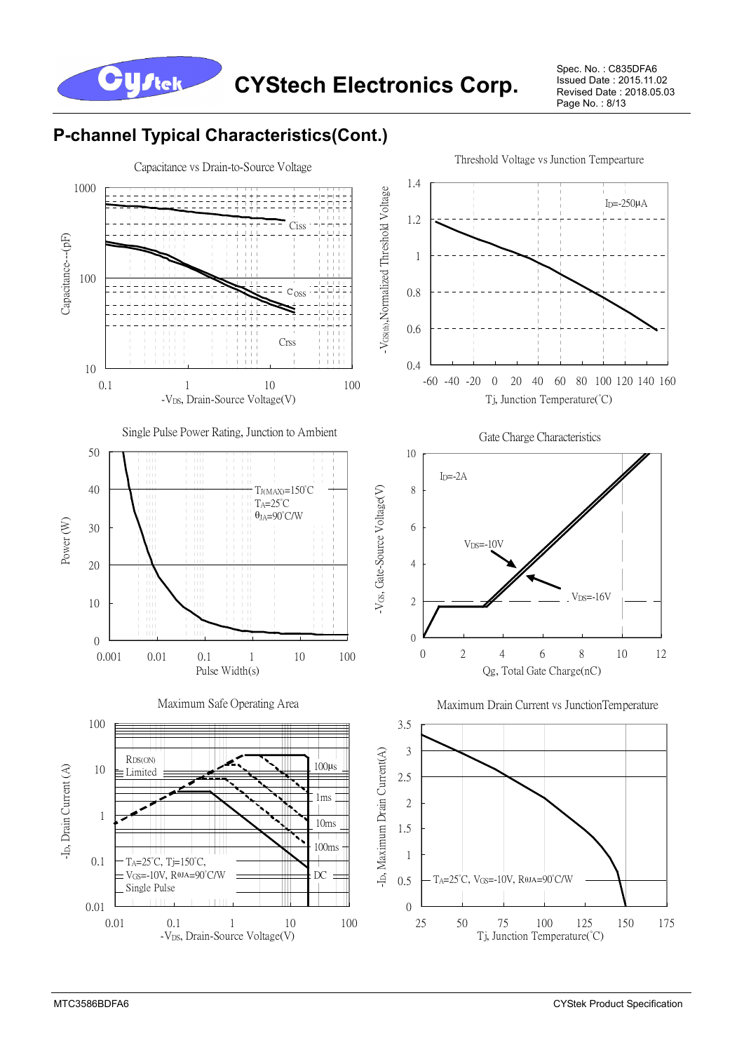## P-channel Typical Characteristics(Cont.)

Capacitance vs Drain-to-Source Voltage

Capacitance--(pF)

1000

100

10

0.1 1 10 100

$-V_{DS}$, Drain-Source Voltage(V)

Ciss

Coss

Crss

Threshold Voltage vs Junction Tempearture

$-V_{GS(th)}$,Normalized Threshold Voltage

1.4

1.2

1

0.8

0.6

0.4

-60 -40 -20 0 20 40 60 80 100 120 140 160

Tj, Junction Temperature(°C)

$I_D$=-250μA

Single Pulse Power Rating, Junction to Ambient

Power (W)

50

40

30

20

10

0

0.001 0.01 0.1 1 10 100

Pulse Width(s)

$T_{J(MAX)}$=150°C

$T_A$=25°C

$\theta_{JA}$=90°C/W

Gate Charge Characteristics

$-V_{GS}$, Gate-Source Voltage(V)

10

8

6

4

2

0

0 2 4 6 8 10 12

Qg, Total Gate Charge(nC)

$I_D$=-2A

$V_{DS}$=-10V

$V_{DS}$=-16V

Maximum Safe Operating Area

$-I_D$, Drain Current (A)

100

10

1

0.1

0.01

0.01 0.1 1 10 100

$-V_{DS}$, Drain-Source Voltage(V)

$R_{DS(ON)}$ Limited

100μs

1ms

10ms

100ms

DC

$T_A$=25°C, Tj=150°C,

$V_{GS}$=-10V, $R_{\theta JA}$=90°C/W

Single Pulse

Maximum Drain Current vs JunctionTemperature

$-I_D$, Maximum Drain Current(A)

3.5

3

2.5

2

1.5

1

0.5

0

25 50 75 100 125 150 175

Tj, Junction Temperature(°C)

$T_A$=25°C, $V_{GS}$=-10V, $R_{\theta JA}$=90°C/W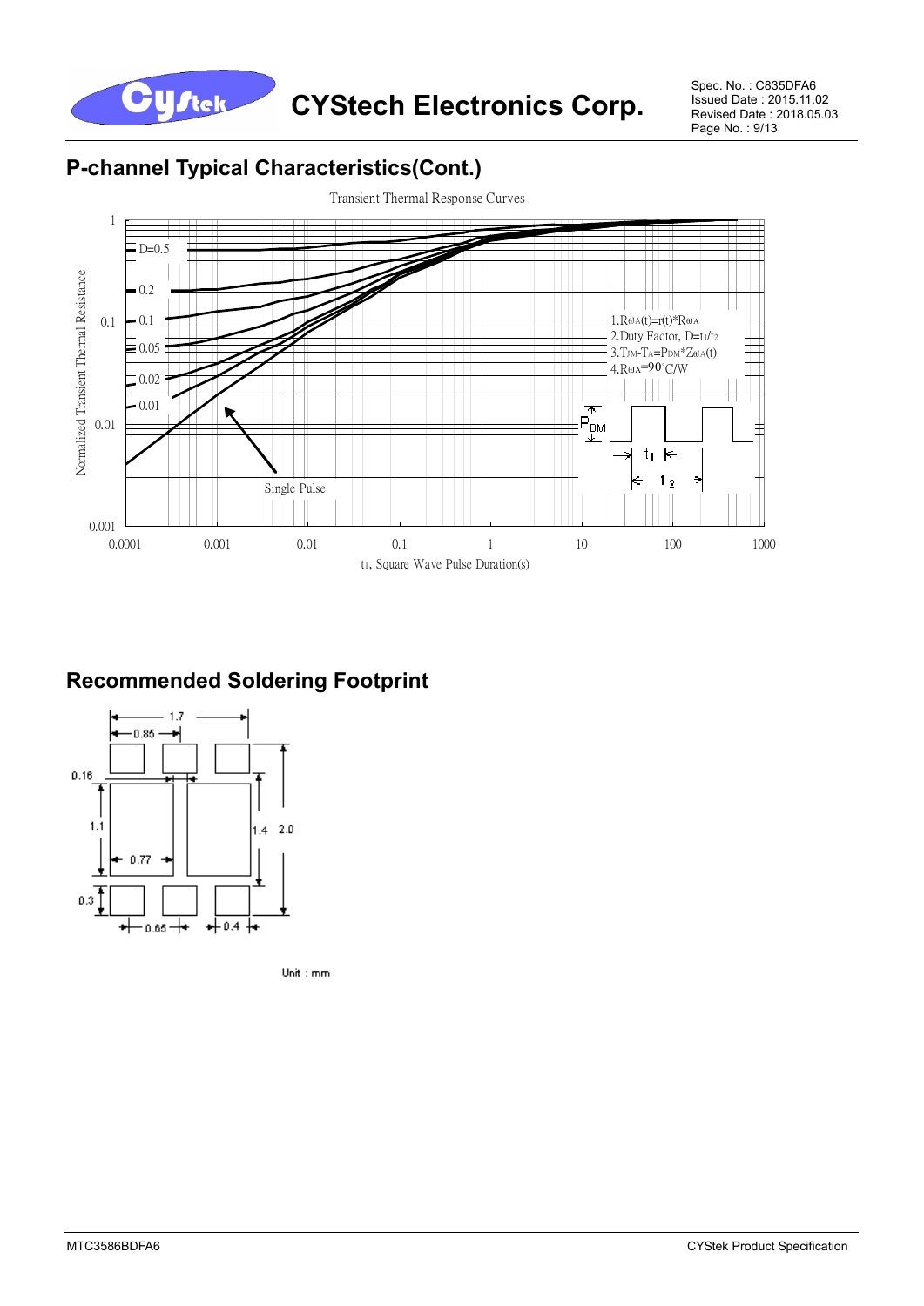## P-channel Typical Characteristics(Cont.)

Transient Thermal Response Curves

Normalized Transient Thermal Resistance

D=0.5, 0.2, 0.1, 0.05, 0.02, 0.01, Single Pulse

1. $R_{\theta JA}(t)=r(t)*R_{\theta JA}$
2. Duty Factor, $D=t_1/t_2$
3. $T_{JM}-T_A=P_{DM}*Z_{\theta JA}(t)$
4. $R_{\theta JA}=90°C/W$

$t_1$, Square Wave Pulse Duration(s)

## Recommended Soldering Footprint

Unit : mm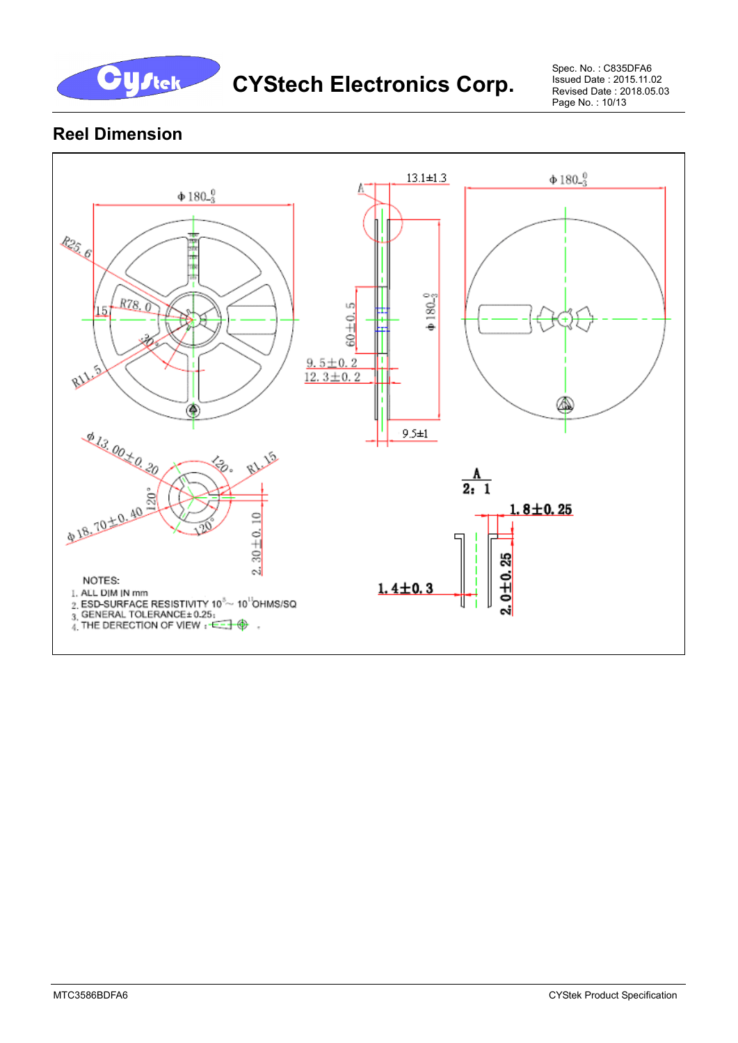## Reel Dimension

NOTES:
1. ALL DIM IN mm
2. ESD-SURFACE RESISTIVITY $10^{5} \sim 10^{11}$ OHMS/SQ
3. GENERAL TOLERANCE± 0.25;
4. THE DERECTION OF VIEW :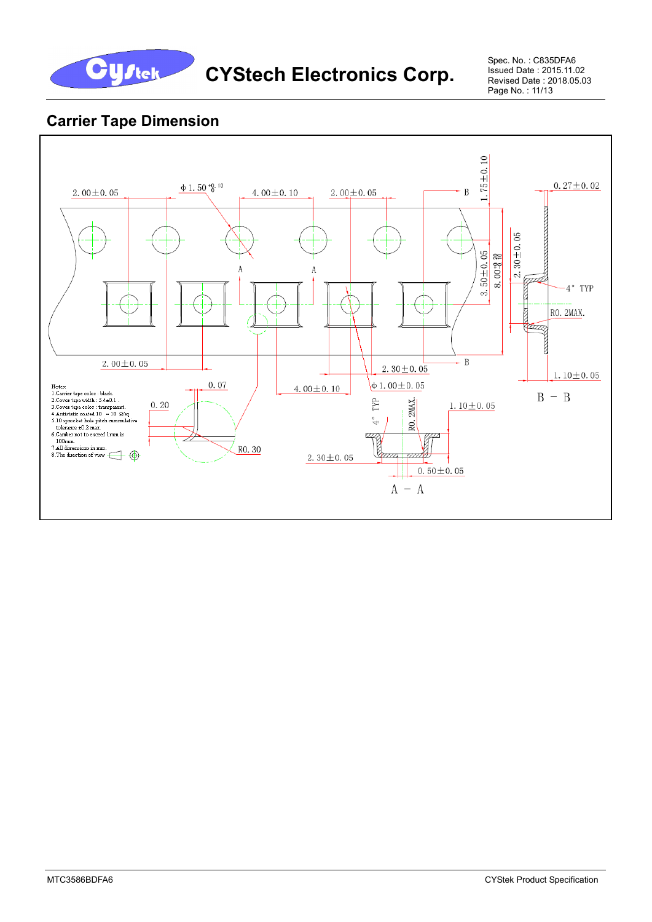## Carrier Tape Dimension

2.00±0.05

φ1.50 $^{+0.10}_{0}$

4.00±0.10

2.00±0.05

B

1.75±0.10

0.27±0.02

A

A

3.50±0.05

8.00 $^{+0.30}_{-0.10}$

2.30±0.05

4° TYP

R0.2MAX.

2.00±0.05

B

2.30±0.05

1.10±0.05

B − B

0.07

4.00±0.10

φ1.00±0.05

0.20

4° TYP

R0.2MAX.

1.10±0.05

R0.30

2.30±0.05

0.50±0.05

A − A

Notes:
1 Carrier tape color : black.
2 Cover tape width : 5.4±0.1 .
3 Cover tape color : transparent.
4 Antistatic coated 10 ~ 10 Ω/sq
5 10 sprocket hole pitch cummulative tolerance ±0.2 max.
6 Camber not to exceed 1mm in 100mm.
7 All dimensions in mm.
8 The direction of view

MTC3586BDFA6 CYStek Product Specification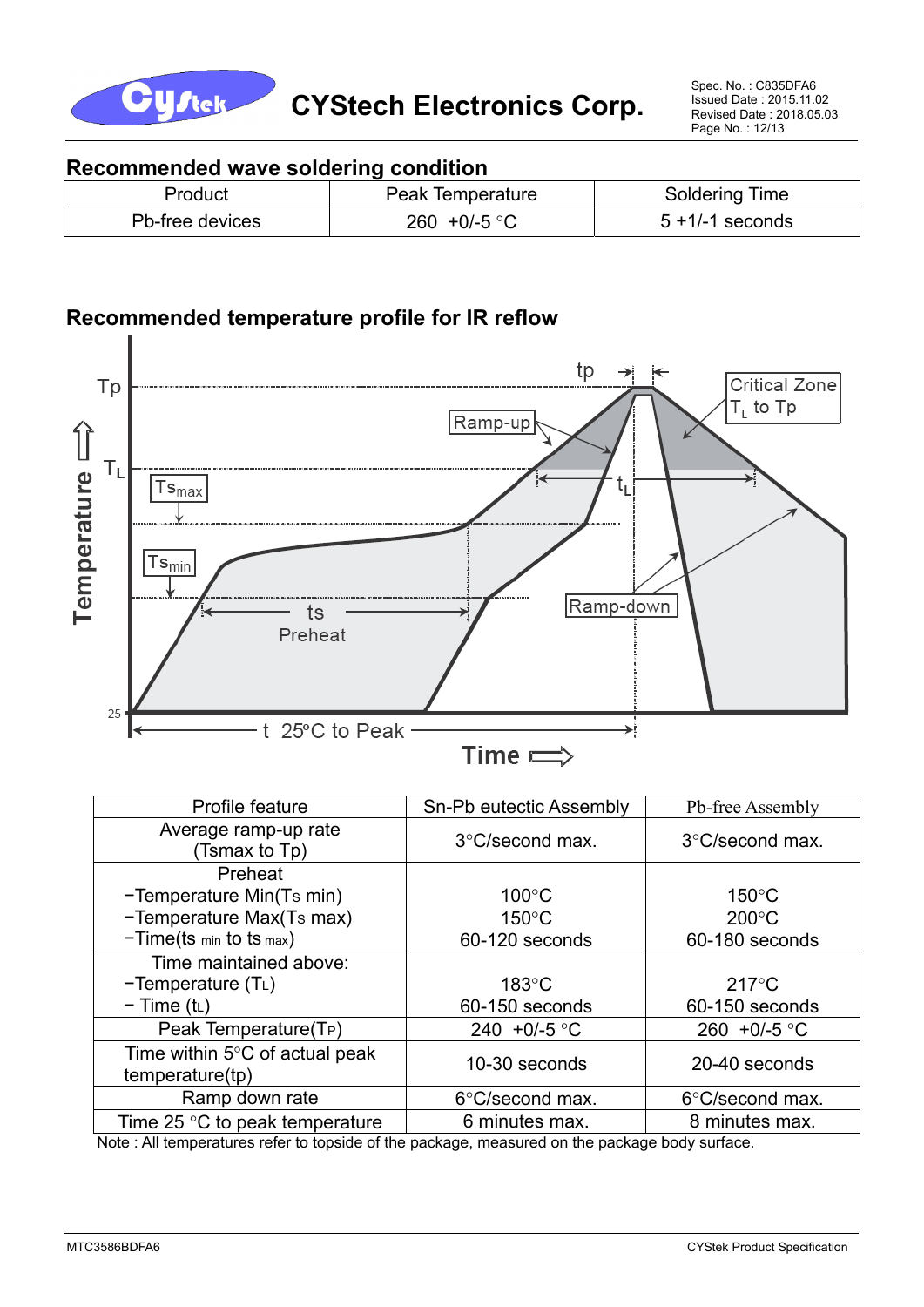## Recommended wave soldering condition

| Product | Peak Temperature | Soldering Time |
|---|---|---|
| Pb-free devices | 260 +0/-5 °C | 5 +1/-1 seconds |

## Recommended temperature profile for IR reflow

| Profile feature | Sn-Pb eutectic Assembly | Pb-free Assembly |
|---|---|---|
| Average ramp-up rate (Tsmax to Tp) | 3°C/second max. | 3°C/second max. |
| Preheat<br>−Temperature Min($T_S$ min)<br>−Temperature Max($T_S$ max)<br>−Time($t_{s\,min}$ to $t_{s\,max}$) | <br>100°C<br>150°C<br>60-120 seconds | <br>150°C<br>200°C<br>60-180 seconds |
| Time maintained above:<br>−Temperature ($T_L$)<br>− Time ($t_L$) | <br>183°C<br>60-150 seconds | <br>217°C<br>60-150 seconds |
| Peak Temperature($T_P$) | 240 +0/-5 °C | 260 +0/-5 °C |
| Time within 5°C of actual peak temperature(tp) | 10-30 seconds | 20-40 seconds |
| Ramp down rate | 6°C/second max. | 6°C/second max. |
| Time 25 °C to peak temperature | 6 minutes max. | 8 minutes max. |

Note : All temperatures refer to topside of the package, measured on the package body surface.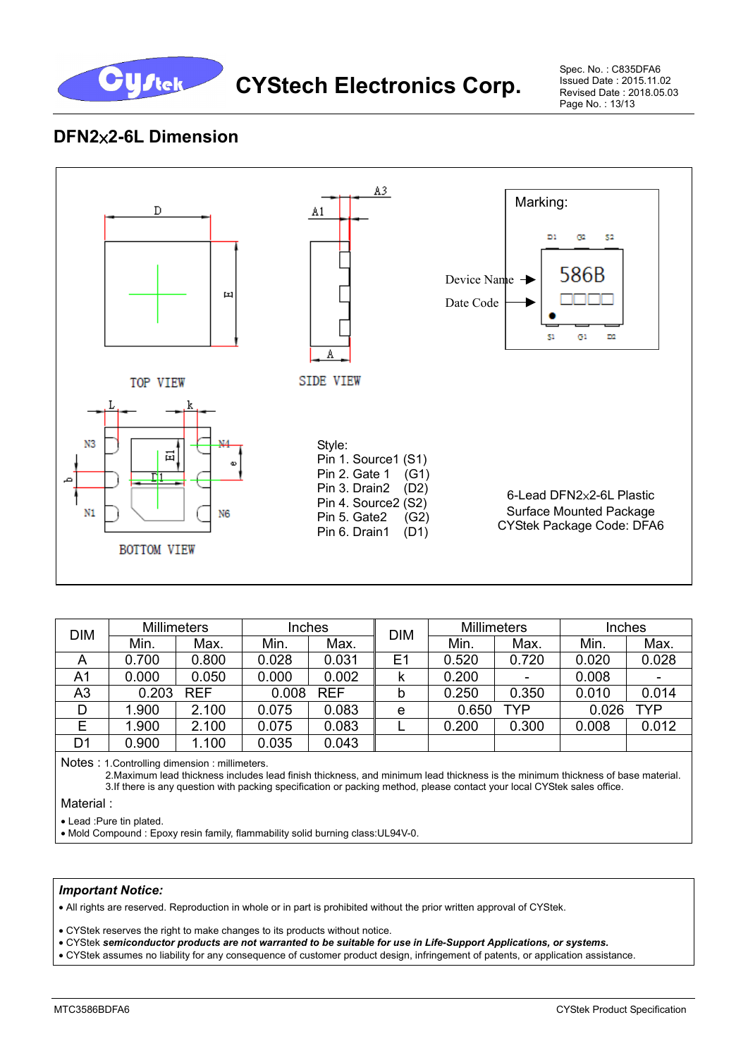## DFN2x2-6L Dimension

TOP VIEW

SIDE VIEW

BOTTOM VIEW

Marking:

Device Name

Date Code

586B

Style:
Pin 1. Source1 (S1)
Pin 2. Gate 1 (G1)
Pin 3. Drain2 (D2)
Pin 4. Source2 (S2)
Pin 5. Gate2 (G2)
Pin 6. Drain1 (D1)

6-Lead DFN2x2-6L Plastic
Surface Mounted Package
CYStek Package Code: DFA6

| DIM | Millimeters | | Inches | | DIM | Millimeters | | Inches | |
|---|---|---|---|---|---|---|---|---|---|
| | Min. | Max. | Min. | Max. | | Min. | Max. | Min. | Max. |
| A | 0.700 | 0.800 | 0.028 | 0.031 | E1 | 0.520 | 0.720 | 0.020 | 0.028 |
| A1 | 0.000 | 0.050 | 0.000 | 0.002 | k | 0.200 | - | 0.008 | - |
| A3 | 0.203 REF | | 0.008 REF | | b | 0.250 | 0.350 | 0.010 | 0.014 |
| D | 1.900 | 2.100 | 0.075 | 0.083 | e | 0.650 TYP | | 0.026 TYP | |
| E | 1.900 | 2.100 | 0.075 | 0.083 | L | 0.200 | 0.300 | 0.008 | 0.012 |
| D1 | 0.900 | 1.100 | 0.035 | 0.043 | | | | | |

Notes : 1.Controlling dimension : millimeters.
2.Maximum lead thickness includes lead finish thickness, and minimum lead thickness is the minimum thickness of base material.
3.If there is any question with packing specification or packing method, please contact your local CYStek sales office.

Material :

- Lead :Pure tin plated.
- Mold Compound : Epoxy resin family, flammability solid burning class:UL94V-0.

***Important Notice:***

- All rights are reserved. Reproduction in whole or in part is prohibited without the prior written approval of CYStek.
- CYStek reserves the right to make changes to its products without notice.
- CYStek ***semiconductor products are not warranted to be suitable for use in Life-Support Applications, or systems.***
- CYStek assumes no liability for any consequence of customer product design, infringement of patents, or application assistance.